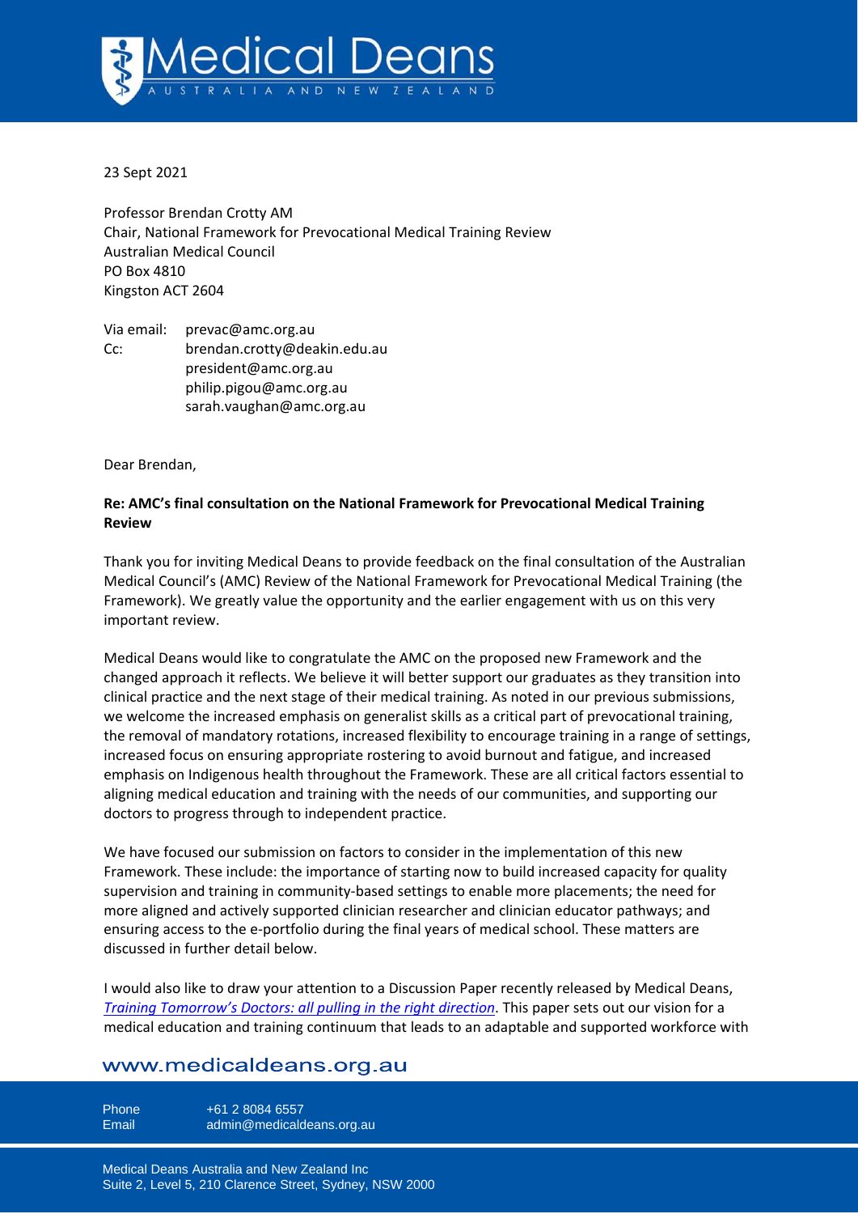23 Sept 2021

Professor Brendan Crotty AM
Chair, National Framework for Prevocational Medical Training Review
Australian Medical Council
PO Box 4810
Kingston ACT 2604

Via email: prevac@amc.org.au
Cc: brendan.crotty@deakin.edu.au
president@amc.org.au
philip.pigou@amc.org.au
sarah.vaughan@amc.org.au

Dear Brendan,

**Re: AMC's final consultation on the National Framework for Prevocational Medical Training Review**

Thank you for inviting Medical Deans to provide feedback on the final consultation of the Australian Medical Council's (AMC) Review of the National Framework for Prevocational Medical Training (the Framework). We greatly value the opportunity and the earlier engagement with us on this very important review.

Medical Deans would like to congratulate the AMC on the proposed new Framework and the changed approach it reflects. We believe it will better support our graduates as they transition into clinical practice and the next stage of their medical training. As noted in our previous submissions, we welcome the increased emphasis on generalist skills as a critical part of prevocational training, the removal of mandatory rotations, increased flexibility to encourage training in a range of settings, increased focus on ensuring appropriate rostering to avoid burnout and fatigue, and increased emphasis on Indigenous health throughout the Framework. These are all critical factors essential to aligning medical education and training with the needs of our communities, and supporting our doctors to progress through to independent practice.

We have focused our submission on factors to consider in the implementation of this new Framework. These include: the importance of starting now to build increased capacity for quality supervision and training in community-based settings to enable more placements; the need for more aligned and actively supported clinician researcher and clinician educator pathways; and ensuring access to the e-portfolio during the final years of medical school. These matters are discussed in further detail below.

I would also like to draw your attention to a Discussion Paper recently released by Medical Deans, *Training Tomorrow's Doctors: all pulling in the right direction*. This paper sets out our vision for a medical education and training continuum that leads to an adaptable and supported workforce with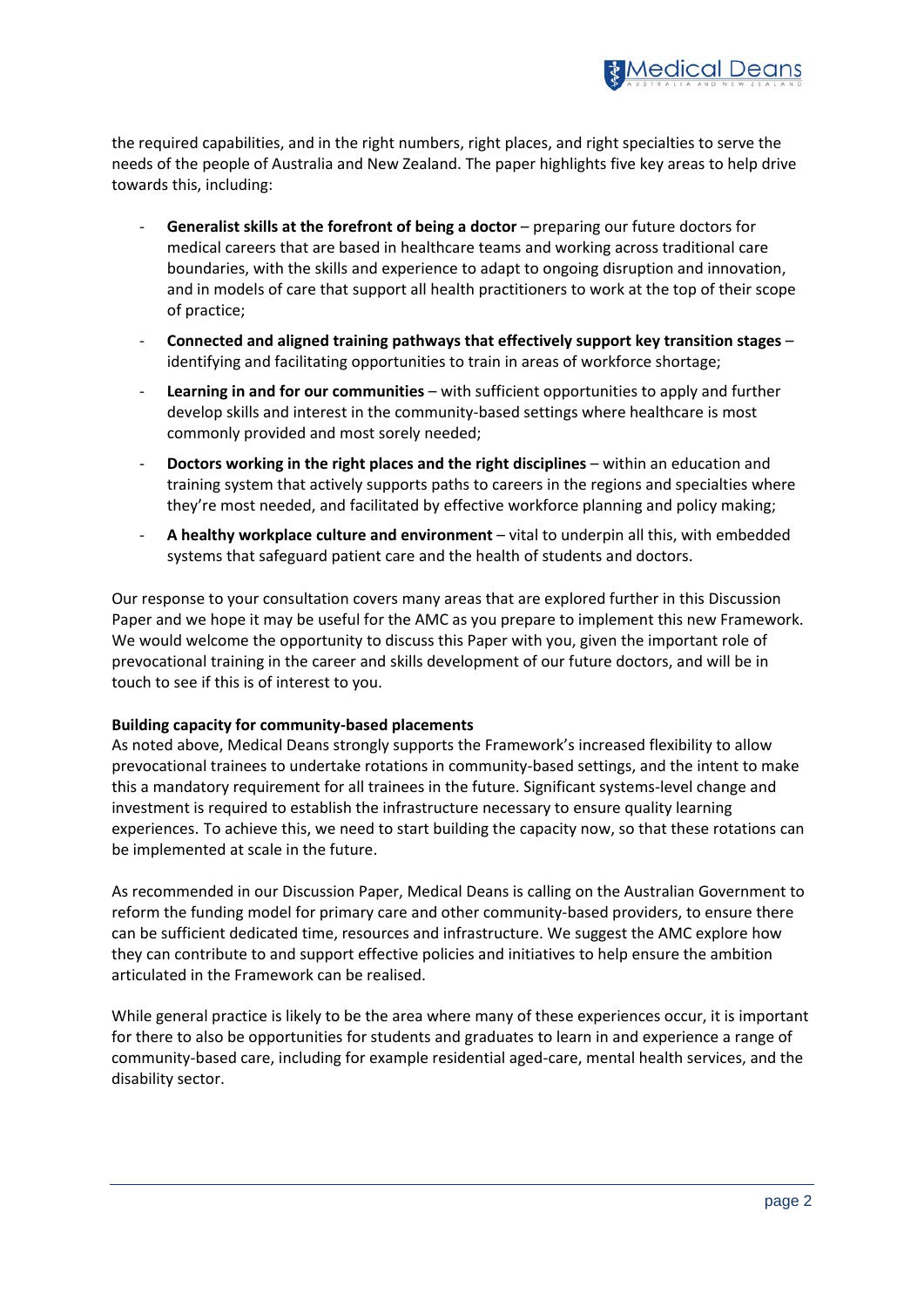the required capabilities, and in the right numbers, right places, and right specialties to serve the needs of the people of Australia and New Zealand. The paper highlights five key areas to help drive towards this, including:

- **Generalist skills at the forefront of being a doctor** – preparing our future doctors for medical careers that are based in healthcare teams and working across traditional care boundaries, with the skills and experience to adapt to ongoing disruption and innovation, and in models of care that support all health practitioners to work at the top of their scope of practice;
- **Connected and aligned training pathways that effectively support key transition stages** – identifying and facilitating opportunities to train in areas of workforce shortage;
- **Learning in and for our communities** – with sufficient opportunities to apply and further develop skills and interest in the community-based settings where healthcare is most commonly provided and most sorely needed;
- **Doctors working in the right places and the right disciplines** – within an education and training system that actively supports paths to careers in the regions and specialties where they're most needed, and facilitated by effective workforce planning and policy making;
- **A healthy workplace culture and environment** – vital to underpin all this, with embedded systems that safeguard patient care and the health of students and doctors.

Our response to your consultation covers many areas that are explored further in this Discussion Paper and we hope it may be useful for the AMC as you prepare to implement this new Framework. We would welcome the opportunity to discuss this Paper with you, given the important role of prevocational training in the career and skills development of our future doctors, and will be in touch to see if this is of interest to you.

**Building capacity for community-based placements**

As noted above, Medical Deans strongly supports the Framework's increased flexibility to allow prevocational trainees to undertake rotations in community-based settings, and the intent to make this a mandatory requirement for all trainees in the future. Significant systems-level change and investment is required to establish the infrastructure necessary to ensure quality learning experiences. To achieve this, we need to start building the capacity now, so that these rotations can be implemented at scale in the future.

As recommended in our Discussion Paper, Medical Deans is calling on the Australian Government to reform the funding model for primary care and other community-based providers, to ensure there can be sufficient dedicated time, resources and infrastructure. We suggest the AMC explore how they can contribute to and support effective policies and initiatives to help ensure the ambition articulated in the Framework can be realised.

While general practice is likely to be the area where many of these experiences occur, it is important for there to also be opportunities for students and graduates to learn in and experience a range of community-based care, including for example residential aged-care, mental health services, and the disability sector.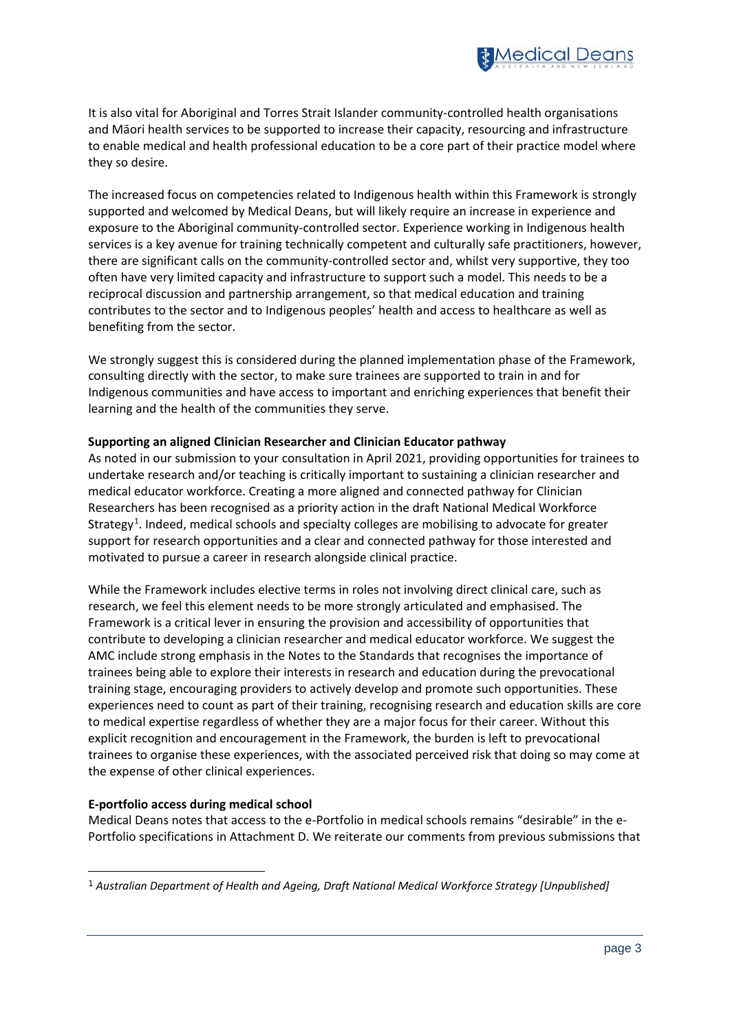It is also vital for Aboriginal and Torres Strait Islander community-controlled health organisations and Māori health services to be supported to increase their capacity, resourcing and infrastructure to enable medical and health professional education to be a core part of their practice model where they so desire.

The increased focus on competencies related to Indigenous health within this Framework is strongly supported and welcomed by Medical Deans, but will likely require an increase in experience and exposure to the Aboriginal community-controlled sector. Experience working in Indigenous health services is a key avenue for training technically competent and culturally safe practitioners, however, there are significant calls on the community-controlled sector and, whilst very supportive, they too often have very limited capacity and infrastructure to support such a model. This needs to be a reciprocal discussion and partnership arrangement, so that medical education and training contributes to the sector and to Indigenous peoples' health and access to healthcare as well as benefiting from the sector.

We strongly suggest this is considered during the planned implementation phase of the Framework, consulting directly with the sector, to make sure trainees are supported to train in and for Indigenous communities and have access to important and enriching experiences that benefit their learning and the health of the communities they serve.

**Supporting an aligned Clinician Researcher and Clinician Educator pathway**

As noted in our submission to your consultation in April 2021, providing opportunities for trainees to undertake research and/or teaching is critically important to sustaining a clinician researcher and medical educator workforce. Creating a more aligned and connected pathway for Clinician Researchers has been recognised as a priority action in the draft National Medical Workforce Strategy[1]. Indeed, medical schools and specialty colleges are mobilising to advocate for greater support for research opportunities and a clear and connected pathway for those interested and motivated to pursue a career in research alongside clinical practice.

While the Framework includes elective terms in roles not involving direct clinical care, such as research, we feel this element needs to be more strongly articulated and emphasised. The Framework is a critical lever in ensuring the provision and accessibility of opportunities that contribute to developing a clinician researcher and medical educator workforce. We suggest the AMC include strong emphasis in the Notes to the Standards that recognises the importance of trainees being able to explore their interests in research and education during the prevocational training stage, encouraging providers to actively develop and promote such opportunities. These experiences need to count as part of their training, recognising research and education skills are core to medical expertise regardless of whether they are a major focus for their career. Without this explicit recognition and encouragement in the Framework, the burden is left to prevocational trainees to organise these experiences, with the associated perceived risk that doing so may come at the expense of other clinical experiences.

**E-portfolio access during medical school**

Medical Deans notes that access to the e-Portfolio in medical schools remains "desirable" in the e-Portfolio specifications in Attachment D. We reiterate our comments from previous submissions that

---

[1] *Australian Department of Health and Ageing, Draft National Medical Workforce Strategy [Unpublished]*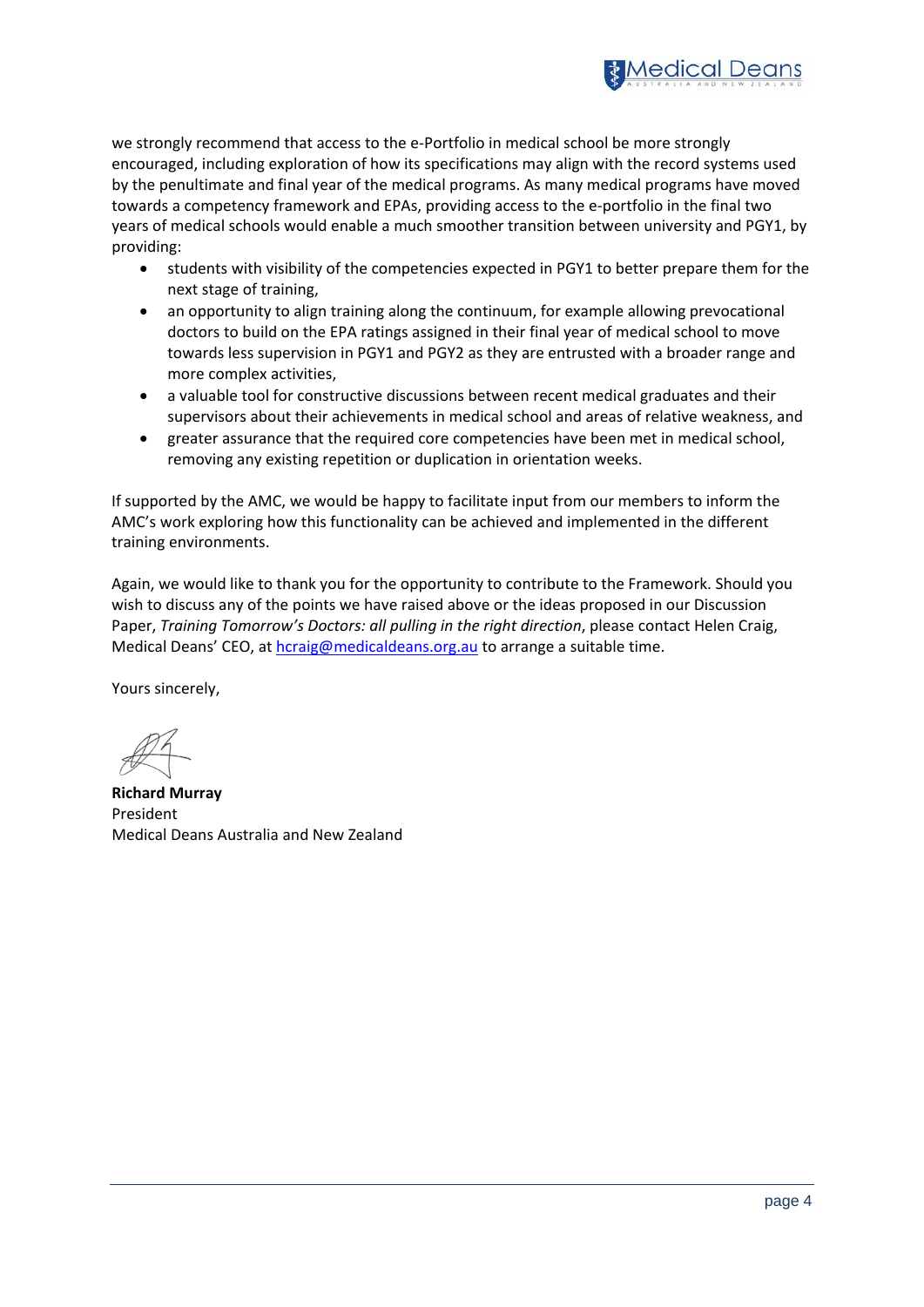we strongly recommend that access to the e-Portfolio in medical school be more strongly encouraged, including exploration of how its specifications may align with the record systems used by the penultimate and final year of the medical programs. As many medical programs have moved towards a competency framework and EPAs, providing access to the e-portfolio in the final two years of medical schools would enable a much smoother transition between university and PGY1, by providing:

- students with visibility of the competencies expected in PGY1 to better prepare them for the next stage of training,
- an opportunity to align training along the continuum, for example allowing prevocational doctors to build on the EPA ratings assigned in their final year of medical school to move towards less supervision in PGY1 and PGY2 as they are entrusted with a broader range and more complex activities,
- a valuable tool for constructive discussions between recent medical graduates and their supervisors about their achievements in medical school and areas of relative weakness, and
- greater assurance that the required core competencies have been met in medical school, removing any existing repetition or duplication in orientation weeks.

If supported by the AMC, we would be happy to facilitate input from our members to inform the AMC's work exploring how this functionality can be achieved and implemented in the different training environments.

Again, we would like to thank you for the opportunity to contribute to the Framework. Should you wish to discuss any of the points we have raised above or the ideas proposed in our Discussion Paper, *Training Tomorrow's Doctors: all pulling in the right direction*, please contact Helen Craig, Medical Deans' CEO, at hcraig@medicaldeans.org.au to arrange a suitable time.

Yours sincerely,

**Richard Murray**
President
Medical Deans Australia and New Zealand